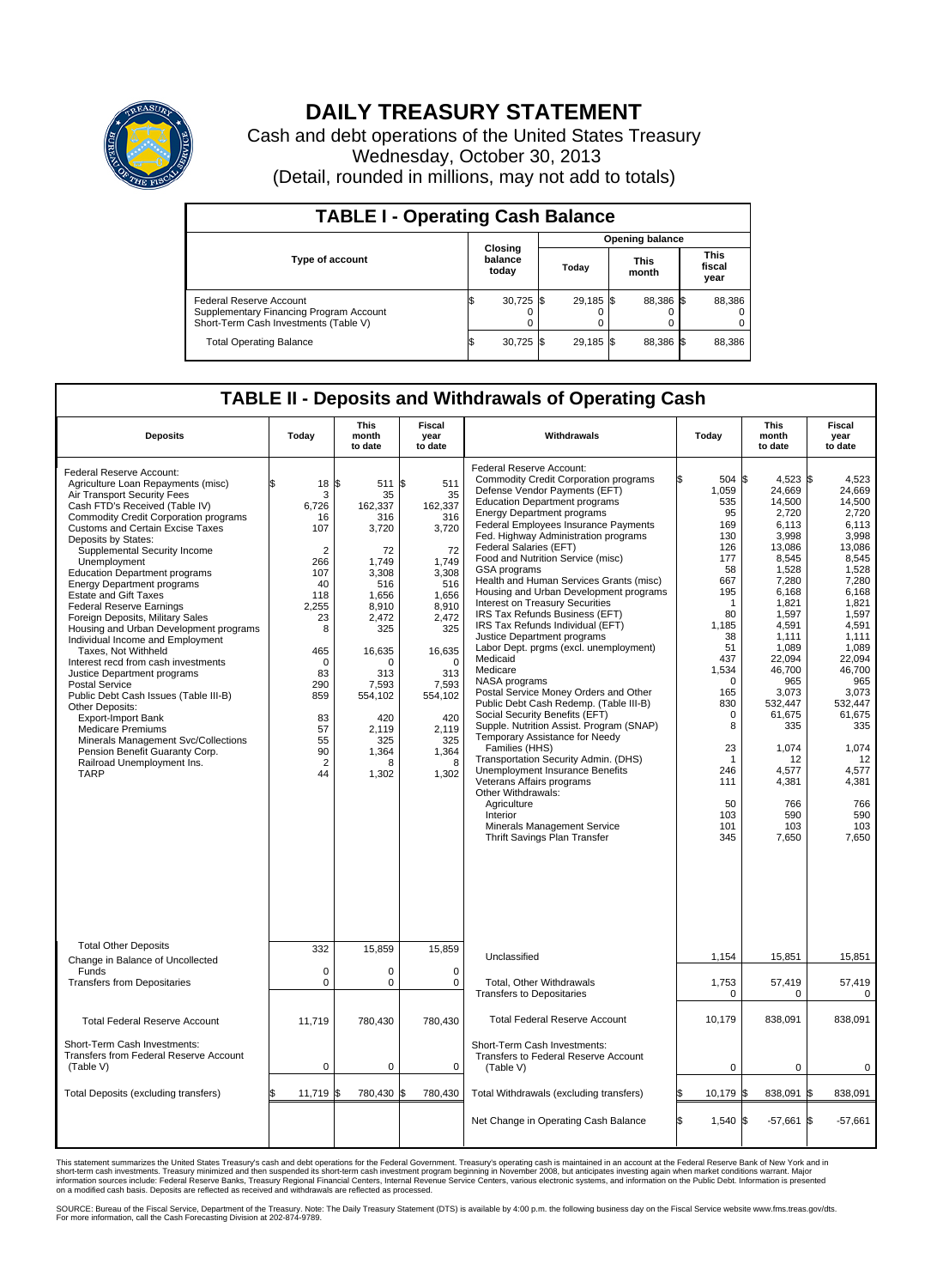# DAILY TREASURY STATEMENT

Cash and debt operations of the United States Treasury
Wednesday, October 30, 2013
(Detail, rounded in millions, may not add to totals)

## TABLE I - Operating Cash Balance

| Type of account | Closing balance today | Opening balance Today | Opening balance This month | Opening balance This fiscal year |
|---|---|---|---|---|
| Federal Reserve Account | $ 30,725 | $ 29,185 | $ 88,386 | $ 88,386 |
| Supplementary Financing Program Account | 0 | 0 | 0 | 0 |
| Short-Term Cash Investments (Table V) | 0 | 0 | 0 | 0 |
| Total Operating Balance | $ 30,725 | $ 29,185 | $ 88,386 | $ 88,386 |

## TABLE II - Deposits and Withdrawals of Operating Cash

| Deposits | Today | This month to date | Fiscal year to date |
|---|---|---|---|
| Federal Reserve Account: | | | |
| Agriculture Loan Repayments (misc) | $ 18 | $ 511 | $ 511 |
| Air Transport Security Fees | 3 | 35 | 35 |
| Cash FTD's Received (Table IV) | 6,726 | 162,337 | 162,337 |
| Commodity Credit Corporation programs | 16 | 316 | 316 |
| Customs and Certain Excise Taxes | 107 | 3,720 | 3,720 |
| Deposits by States: | | | |
| Supplemental Security Income | 2 | 72 | 72 |
| Unemployment | 266 | 1,749 | 1,749 |
| Education Department programs | 107 | 3,308 | 3,308 |
| Energy Department programs | 40 | 516 | 516 |
| Estate and Gift Taxes | 118 | 1,656 | 1,656 |
| Federal Reserve Earnings | 2,255 | 8,910 | 8,910 |
| Foreign Deposits, Military Sales | 23 | 2,472 | 2,472 |
| Housing and Urban Development programs | 8 | 325 | 325 |
| Individual Income and Employment Taxes, Not Withheld | 465 | 16,635 | 16,635 |
| Interest recd from cash investments | 0 | 0 | 0 |
| Justice Department programs | 83 | 313 | 313 |
| Postal Service | 290 | 7,593 | 7,593 |
| Public Debt Cash Issues (Table III-B) | 859 | 554,102 | 554,102 |
| Other Deposits: | | | |
| Export-Import Bank | 83 | 420 | 420 |
| Medicare Premiums | 57 | 2,119 | 2,119 |
| Minerals Management Svc/Collections | 55 | 325 | 325 |
| Pension Benefit Guaranty Corp. | 90 | 1,364 | 1,364 |
| Railroad Unemployment Ins. | 2 | 8 | 8 |
| TARP | 44 | 1,302 | 1,302 |
| Total Other Deposits | 332 | 15,859 | 15,859 |
| Change in Balance of Uncollected Funds | 0 | 0 | 0 |
| Transfers from Depositaries | 0 | 0 | 0 |
| Total Federal Reserve Account | 11,719 | 780,430 | 780,430 |
| Short-Term Cash Investments: Transfers from Federal Reserve Account (Table V) | 0 | 0 | 0 |
| Total Deposits (excluding transfers) | $ 11,719 | $ 780,430 | $ 780,430 |

| Withdrawals | Today | This month to date | Fiscal year to date |
|---|---|---|---|
| Federal Reserve Account: | | | |
| Commodity Credit Corporation programs | $ 504 | $ 4,523 | $ 4,523 |
| Defense Vendor Payments (EFT) | 1,059 | 24,669 | 24,669 |
| Education Department programs | 535 | 14,500 | 14,500 |
| Energy Department programs | 95 | 2,720 | 2,720 |
| Federal Employees Insurance Payments | 169 | 6,113 | 6,113 |
| Fed. Highway Administration programs | 130 | 3,998 | 3,998 |
| Federal Salaries (EFT) | 126 | 13,086 | 13,086 |
| Food and Nutrition Service (misc) | 177 | 8,545 | 8,545 |
| GSA programs | 58 | 1,528 | 1,528 |
| Health and Human Services Grants (misc) | 667 | 7,280 | 7,280 |
| Housing and Urban Development programs | 195 | 6,168 | 6,168 |
| Interest on Treasury Securities | 1 | 1,821 | 1,821 |
| IRS Tax Refunds Business (EFT) | 80 | 1,597 | 1,597 |
| IRS Tax Refunds Individual (EFT) | 1,185 | 4,591 | 4,591 |
| Justice Department programs | 38 | 1,111 | 1,111 |
| Labor Dept. prgms (excl. unemployment) | 51 | 1,089 | 1,089 |
| Medicaid | 437 | 22,094 | 22,094 |
| Medicare | 1,534 | 46,700 | 46,700 |
| NASA programs | 0 | 965 | 965 |
| Postal Service Money Orders and Other | 165 | 3,073 | 3,073 |
| Public Debt Cash Redemp. (Table III-B) | 830 | 532,447 | 532,447 |
| Social Security Benefits (EFT) | 0 | 61,675 | 61,675 |
| Supple. Nutrition Assist. Program (SNAP) | 8 | 335 | 335 |
| Temporary Assistance for Needy Families (HHS) | 23 | 1,074 | 1,074 |
| Transportation Security Admin. (DHS) | 1 | 12 | 12 |
| Unemployment Insurance Benefits | 246 | 4,577 | 4,577 |
| Veterans Affairs programs | 111 | 4,381 | 4,381 |
| Other Withdrawals: | | | |
| Agriculture | 50 | 766 | 766 |
| Interior | 103 | 590 | 590 |
| Minerals Management Service | 101 | 103 | 103 |
| Thrift Savings Plan Transfer | 345 | 7,650 | 7,650 |
| Unclassified | 1,154 | 15,851 | 15,851 |
| Total, Other Withdrawals | 1,753 | 57,419 | 57,419 |
| Transfers to Depositaries | 0 | 0 | 0 |
| Total Federal Reserve Account | 10,179 | 838,091 | 838,091 |
| Short-Term Cash Investments: Transfers to Federal Reserve Account (Table V) | 0 | 0 | 0 |
| Total Withdrawals (excluding transfers) | $ 10,179 | $ 838,091 | $ 838,091 |
| Net Change in Operating Cash Balance | $ 1,540 | $ -57,661 | $ -57,661 |

This statement summarizes the United States Treasury's cash and debt operations for the Federal Government. Treasury's operating cash is maintained in an account at the Federal Reserve Bank of New York and in short-term cash investments. Treasury minimized and then suspended its short-term cash investment program beginning in November 2008, but anticipates investing again when market conditions warrant. Major information sources include: Federal Reserve Banks, Treasury Regional Financial Centers, Internal Revenue Service Centers, various electronic systems, and information on the Public Debt. Information is presented on a modified cash basis. Deposits are reflected as received and withdrawals are reflected as processed.

SOURCE: Bureau of the Fiscal Service, Department of the Treasury. Note: The Daily Treasury Statement (DTS) is available by 4:00 p.m. the following business day on the Fiscal Service website www.fms.treas.gov/dts. For more information, call the Cash Forecasting Division at 202-874-9789.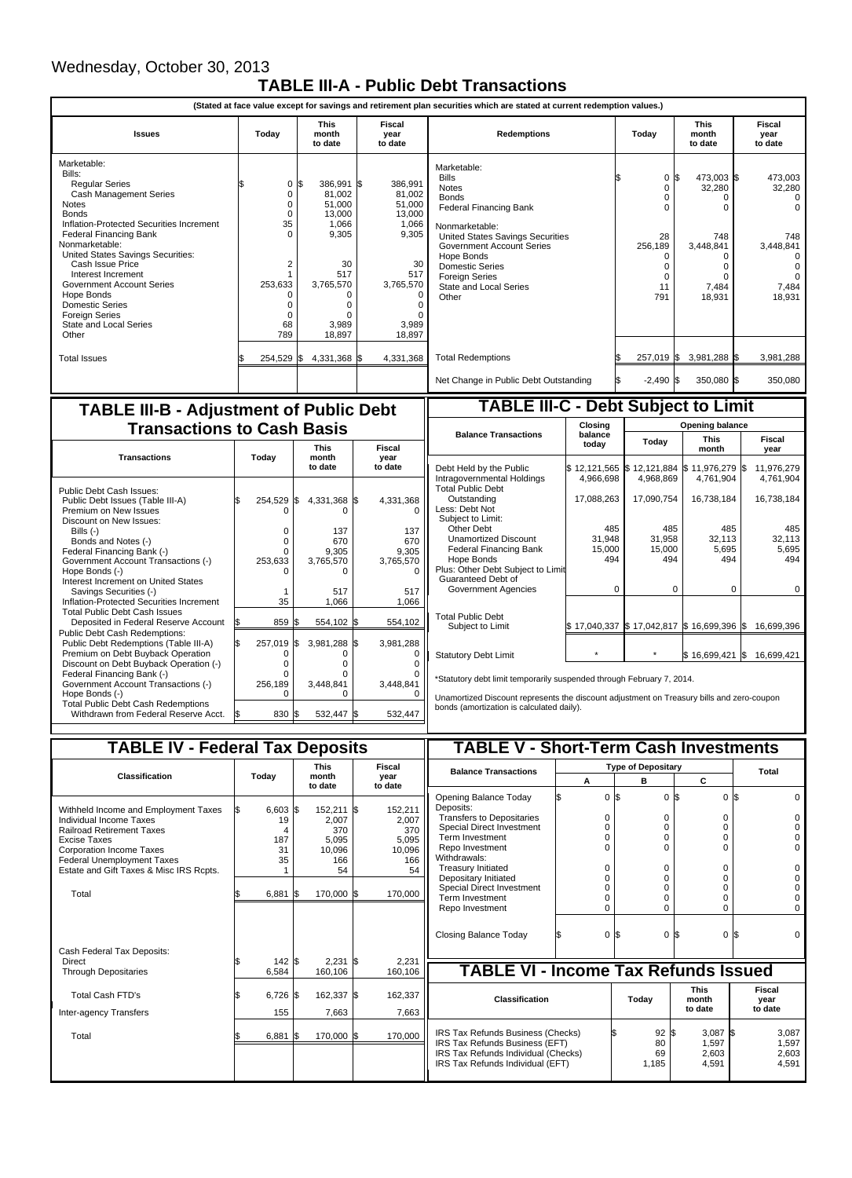Wednesday, October 30, 2013

# TABLE III-A - Public Debt Transactions

(Stated at face value except for savings and retirement plan securities which are stated at current redemption values.)

| Issues | Today | This month to date | Fiscal year to date |
|---|---|---|---|
| Marketable: | | | |
| Bills: | | | |
| Regular Series | $ 0 | $ 386,991 | $ 386,991 |
| Cash Management Series | 0 | 81,002 | 81,002 |
| Notes | 0 | 51,000 | 51,000 |
| Bonds | 0 | 13,000 | 13,000 |
| Inflation-Protected Securities Increment | 35 | 1,066 | 1,066 |
| Federal Financing Bank | 0 | 9,305 | 9,305 |
| Nonmarketable: | | | |
| United States Savings Securities: | | | |
| Cash Issue Price | 2 | 30 | 30 |
| Interest Increment | 1 | 517 | 517 |
| Government Account Series | 253,633 | 3,765,570 | 3,765,570 |
| Hope Bonds | 0 | 0 | 0 |
| Domestic Series | 0 | 0 | 0 |
| Foreign Series | 0 | 0 | 0 |
| State and Local Series | 68 | 3,989 | 3,989 |
| Other | 789 | 18,897 | 18,897 |
| Total Issues | $ 254,529 | $ 4,331,368 | $ 4,331,368 |

| Redemptions | Today | This month to date | Fiscal year to date |
|---|---|---|---|
| Marketable: | | | |
| Bills | $ 0 | $ 473,003 | $ 473,003 |
| Notes | 0 | 32,280 | 32,280 |
| Bonds | 0 | 0 | 0 |
| Federal Financing Bank | 0 | 0 | 0 |
| Nonmarketable: | | | |
| United States Savings Securities | 28 | 748 | 748 |
| Government Account Series | 256,189 | 3,448,841 | 3,448,841 |
| Hope Bonds | 0 | 0 | 0 |
| Domestic Series | 0 | 0 | 0 |
| Foreign Series | 0 | 0 | 0 |
| State and Local Series | 11 | 7,484 | 7,484 |
| Other | 791 | 18,931 | 18,931 |
| Total Redemptions | $ 257,019 | $ 3,981,288 | $ 3,981,288 |
| Net Change in Public Debt Outstanding | $ -2,490 | $ 350,080 | $ 350,080 |

# TABLE III-B - Adjustment of Public Debt Transactions to Cash Basis

| Transactions | Today | This month to date | Fiscal year to date |
|---|---|---|---|
| Public Debt Cash Issues: | | | |
| Public Debt Issues (Table III-A) | $ 254,529 | $ 4,331,368 | $ 4,331,368 |
| Premium on New Issues | 0 | 0 | 0 |
| Discount on New Issues: | | | |
| Bills (-) | 0 | 137 | 137 |
| Bonds and Notes (-) | 0 | 670 | 670 |
| Federal Financing Bank (-) | 0 | 9,305 | 9,305 |
| Government Account Transactions (-) | 253,633 | 3,765,570 | 3,765,570 |
| Hope Bonds (-) | 0 | 0 | 0 |
| Interest Increment on United States Savings Securities (-) | 1 | 517 | 517 |
| Inflation-Protected Securities Increment | 35 | 1,066 | 1,066 |
| Total Public Debt Cash Issues Deposited in Federal Reserve Account | $ 859 | $ 554,102 | $ 554,102 |
| Public Debt Cash Redemptions: | | | |
| Public Debt Redemptions (Table III-A) | $ 257,019 | $ 3,981,288 | $ 3,981,288 |
| Premium on Debt Buyback Operation | 0 | 0 | 0 |
| Discount on Debt Buyback Operation (-) | 0 | 0 | 0 |
| Federal Financing Bank (-) | 0 | 0 | 0 |
| Government Account Transactions (-) | 256,189 | 3,448,841 | 3,448,841 |
| Hope Bonds (-) | 0 | 0 | 0 |
| Total Public Debt Cash Redemptions Withdrawn from Federal Reserve Acct. | $ 830 | $ 532,447 | $ 532,447 |

# TABLE III-C - Debt Subject to Limit

| Balance Transactions | Closing balance today | Opening balance Today | Opening balance This month | Opening balance Fiscal year |
|---|---|---|---|---|
| Debt Held by the Public | $ 12,121,565 | $ 12,121,884 | $ 11,976,279 | $ 11,976,279 |
| Intragovernmental Holdings | 4,966,698 | 4,968,869 | 4,761,904 | 4,761,904 |
| Total Public Debt Outstanding | 17,088,263 | 17,090,754 | 16,738,184 | 16,738,184 |
| Less: Debt Not Subject to Limit: | | | | |
| Other Debt | 485 | 485 | 485 | 485 |
| Unamortized Discount | 31,948 | 31,958 | 32,113 | 32,113 |
| Federal Financing Bank | 15,000 | 15,000 | 5,695 | 5,695 |
| Hope Bonds | 494 | 494 | 494 | 494 |
| Plus: Other Debt Subject to Limit | | | | |
| Guaranteed Debt of Government Agencies | 0 | 0 | 0 | 0 |
| Total Public Debt Subject to Limit | $ 17,040,337 | $ 17,042,817 | $ 16,699,396 | $ 16,699,396 |
| Statutory Debt Limit | * | * | $ 16,699,421 | $ 16,699,421 |

*Statutory debt limit temporarily suspended through February 7, 2014.

Unamortized Discount represents the discount adjustment on Treasury bills and zero-coupon bonds (amortization is calculated daily).

# TABLE IV - Federal Tax Deposits

| Classification | Today | This month to date | Fiscal year to date |
|---|---|---|---|
| Withheld Income and Employment Taxes | $ 6,603 | $ 152,211 | $ 152,211 |
| Individual Income Taxes | 19 | 2,007 | 2,007 |
| Railroad Retirement Taxes | 4 | 370 | 370 |
| Excise Taxes | 187 | 5,095 | 5,095 |
| Corporation Income Taxes | 31 | 10,096 | 10,096 |
| Federal Unemployment Taxes | 35 | 166 | 166 |
| Estate and Gift Taxes & Misc IRS Rcpts. | 1 | 54 | 54 |
| Total | $ 6,881 | $ 170,000 | $ 170,000 |
| Cash Federal Tax Deposits: | | | |
| Direct | $ 142 | $ 2,231 | $ 2,231 |
| Through Depositaries | 6,584 | 160,106 | 160,106 |
| Total Cash FTD's | $ 6,726 | $ 162,337 | $ 162,337 |
| Inter-agency Transfers | 155 | 7,663 | 7,663 |
| Total | $ 6,881 | $ 170,000 | $ 170,000 |

# TABLE V - Short-Term Cash Investments

| Balance Transactions | Type of Depositary A | Type of Depositary B | Type of Depositary C | Total |
|---|---|---|---|---|
| Opening Balance Today | $ 0 | $ 0 | $ 0 | $ 0 |
| Deposits: | | | | |
| Transfers to Depositaries | 0 | 0 | 0 | 0 |
| Special Direct Investment | 0 | 0 | 0 | 0 |
| Term Investment | 0 | 0 | 0 | 0 |
| Repo Investment | 0 | 0 | 0 | 0 |
| Withdrawals: | | | | |
| Treasury Initiated | 0 | 0 | 0 | 0 |
| Depositary Initiated | 0 | 0 | 0 | 0 |
| Special Direct Investment | 0 | 0 | 0 | 0 |
| Term Investment | 0 | 0 | 0 | 0 |
| Repo Investment | 0 | 0 | 0 | 0 |
| Closing Balance Today | $ 0 | $ 0 | $ 0 | $ 0 |

# TABLE VI - Income Tax Refunds Issued

| Classification | Today | This month to date | Fiscal year to date |
|---|---|---|---|
| IRS Tax Refunds Business (Checks) | $ 92 | $ 3,087 | $ 3,087 |
| IRS Tax Refunds Business (EFT) | 80 | 1,597 | 1,597 |
| IRS Tax Refunds Individual (Checks) | 69 | 2,603 | 2,603 |
| IRS Tax Refunds Individual (EFT) | 1,185 | 4,591 | 4,591 |